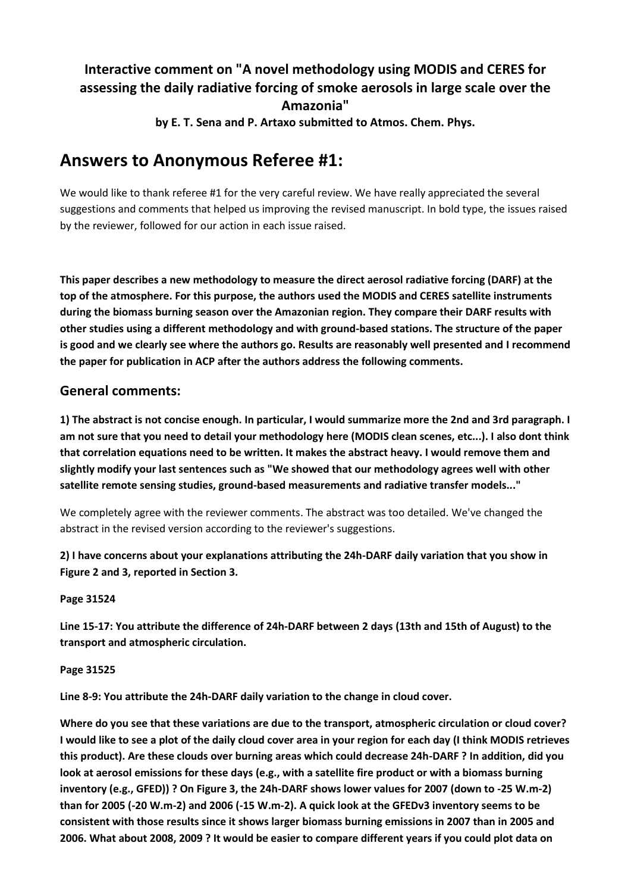**Interactive comment on "A novel methodology using MODIS and CERES for assessing the daily radiative forcing of smoke aerosols in large scale over the Amazonia"**

**by E. T. Sena and P. Artaxo submitted to Atmos. Chem. Phys.**

# Answers to Anonymous Referee #1:

We would like to thank referee #1 for the very careful review. We have really appreciated the several suggestions and comments that helped us improving the revised manuscript. In bold type, the issues raised by the reviewer, followed for our action in each issue raised.

**This paper describes a new methodology to measure the direct aerosol radiative forcing (DARF) at the top of the atmosphere. For this purpose, the authors used the MODIS and CERES satellite instruments during the biomass burning season over the Amazonian region. They compare their DARF results with other studies using a different methodology and with ground-based stations. The structure of the paper is good and we clearly see where the authors go. Results are reasonably well presented and I recommend the paper for publication in ACP after the authors address the following comments.**

## General comments:

**1) The abstract is not concise enough. In particular, I would summarize more the 2nd and 3rd paragraph. I am not sure that you need to detail your methodology here (MODIS clean scenes, etc...). I also dont think that correlation equations need to be written. It makes the abstract heavy. I would remove them and slightly modify your last sentences such as "We showed that our methodology agrees well with other satellite remote sensing studies, ground-based measurements and radiative transfer models..."**

We completely agree with the reviewer comments. The abstract was too detailed. We've changed the abstract in the revised version according to the reviewer's suggestions.

**2) I have concerns about your explanations attributing the 24h-DARF daily variation that you show in Figure 2 and 3, reported in Section 3.**

**Page 31524**

**Line 15-17: You attribute the difference of 24h-DARF between 2 days (13th and 15th of August) to the transport and atmospheric circulation.**

**Page 31525**

**Line 8-9: You attribute the 24h-DARF daily variation to the change in cloud cover.**

**Where do you see that these variations are due to the transport, atmospheric circulation or cloud cover? I would like to see a plot of the daily cloud cover area in your region for each day (I think MODIS retrieves this product). Are these clouds over burning areas which could decrease 24h-DARF ? In addition, did you look at aerosol emissions for these days (e.g., with a satellite fire product or with a biomass burning inventory (e.g., GFED)) ? On Figure 3, the 24h-DARF shows lower values for 2007 (down to -25 W.m-2) than for 2005 (-20 W.m-2) and 2006 (-15 W.m-2). A quick look at the GFEDv3 inventory seems to be consistent with those results since it shows larger biomass burning emissions in 2007 than in 2005 and 2006. What about 2008, 2009 ? It would be easier to compare different years if you could plot data on**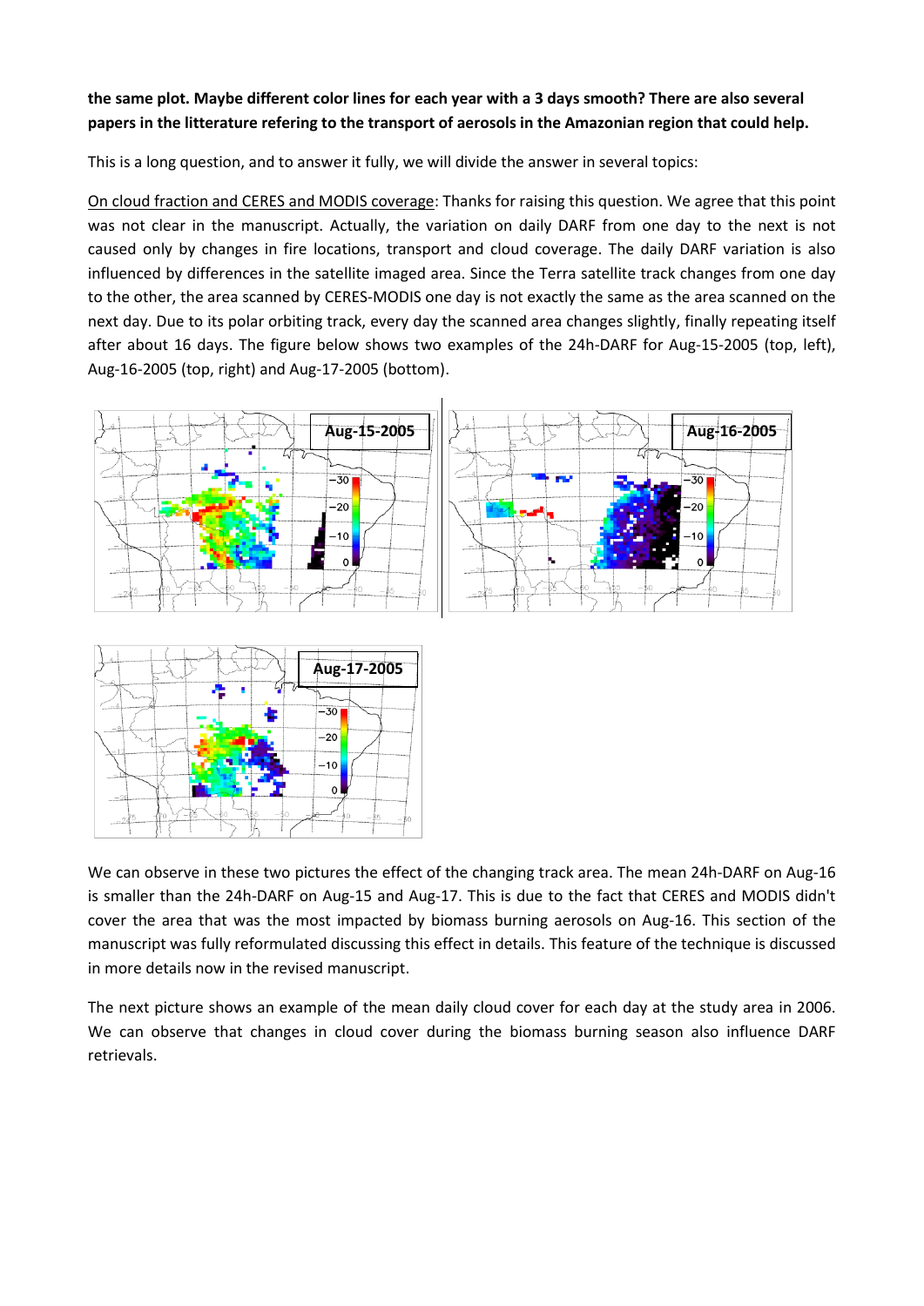**the same plot. Maybe different color lines for each year with a 3 days smooth? There are also several papers in the litterature refering to the transport of aerosols in the Amazonian region that could help.**

This is a long question, and to answer it fully, we will divide the answer in several topics:

On cloud fraction and CERES and MODIS coverage: Thanks for raising this question. We agree that this point was not clear in the manuscript. Actually, the variation on daily DARF from one day to the next is not caused only by changes in fire locations, transport and cloud coverage. The daily DARF variation is also influenced by differences in the satellite imaged area. Since the Terra satellite track changes from one day to the other, the area scanned by CERES-MODIS one day is not exactly the same as the area scanned on the next day. Due to its polar orbiting track, every day the scanned area changes slightly, finally repeating itself after about 16 days. The figure below shows two examples of the 24h-DARF for Aug-15-2005 (top, left), Aug-16-2005 (top, right) and Aug-17-2005 (bottom).

We can observe in these two pictures the effect of the changing track area. The mean 24h-DARF on Aug-16 is smaller than the 24h-DARF on Aug-15 and Aug-17. This is due to the fact that CERES and MODIS didn't cover the area that was the most impacted by biomass burning aerosols on Aug-16. This section of the manuscript was fully reformulated discussing this effect in details. This feature of the technique is discussed in more details now in the revised manuscript.

The next picture shows an example of the mean daily cloud cover for each day at the study area in 2006. We can observe that changes in cloud cover during the biomass burning season also influence DARF retrievals.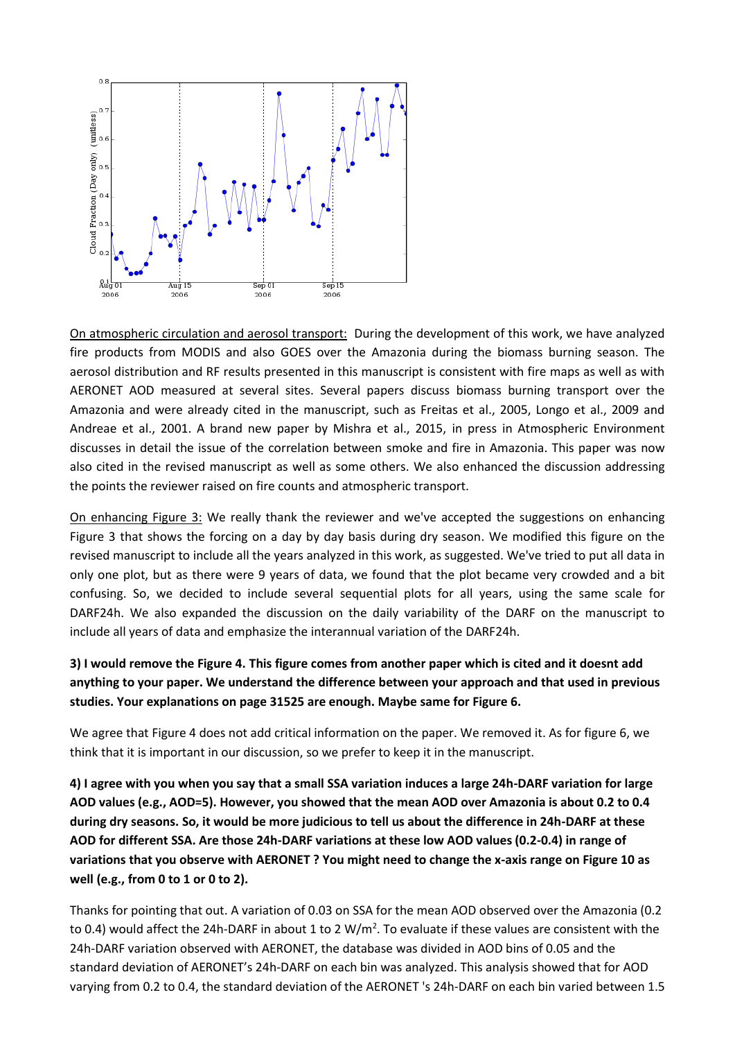On atmospheric circulation and aerosol transport: During the development of this work, we have analyzed fire products from MODIS and also GOES over the Amazonia during the biomass burning season. The aerosol distribution and RF results presented in this manuscript is consistent with fire maps as well as with AERONET AOD measured at several sites. Several papers discuss biomass burning transport over the Amazonia and were already cited in the manuscript, such as Freitas et al., 2005, Longo et al., 2009 and Andreae et al., 2001. A brand new paper by Mishra et al., 2015, in press in Atmospheric Environment discusses in detail the issue of the correlation between smoke and fire in Amazonia. This paper was now also cited in the revised manuscript as well as some others. We also enhanced the discussion addressing the points the reviewer raised on fire counts and atmospheric transport.

On enhancing Figure 3: We really thank the reviewer and we've accepted the suggestions on enhancing Figure 3 that shows the forcing on a day by day basis during dry season. We modified this figure on the revised manuscript to include all the years analyzed in this work, as suggested. We've tried to put all data in only one plot, but as there were 9 years of data, we found that the plot became very crowded and a bit confusing. So, we decided to include several sequential plots for all years, using the same scale for DARF24h. We also expanded the discussion on the daily variability of the DARF on the manuscript to include all years of data and emphasize the interannual variation of the DARF24h.

**3) I would remove the Figure 4. This figure comes from another paper which is cited and it doesnt add anything to your paper. We understand the difference between your approach and that used in previous studies. Your explanations on page 31525 are enough. Maybe same for Figure 6.**

We agree that Figure 4 does not add critical information on the paper. We removed it. As for figure 6, we think that it is important in our discussion, so we prefer to keep it in the manuscript.

**4) I agree with you when you say that a small SSA variation induces a large 24h-DARF variation for large AOD values (e.g., AOD=5). However, you showed that the mean AOD over Amazonia is about 0.2 to 0.4 during dry seasons. So, it would be more judicious to tell us about the difference in 24h-DARF at these AOD for different SSA. Are those 24h-DARF variations at these low AOD values (0.2-0.4) in range of variations that you observe with AERONET ? You might need to change the x-axis range on Figure 10 as well (e.g., from 0 to 1 or 0 to 2).**

Thanks for pointing that out. A variation of 0.03 on SSA for the mean AOD observed over the Amazonia (0.2 to 0.4) would affect the 24h-DARF in about 1 to 2 $W/m^2$. To evaluate if these values are consistent with the 24h-DARF variation observed with AERONET, the database was divided in AOD bins of 0.05 and the standard deviation of AERONET's 24h-DARF on each bin was analyzed. This analysis showed that for AOD varying from 0.2 to 0.4, the standard deviation of the AERONET 's 24h-DARF on each bin varied between 1.5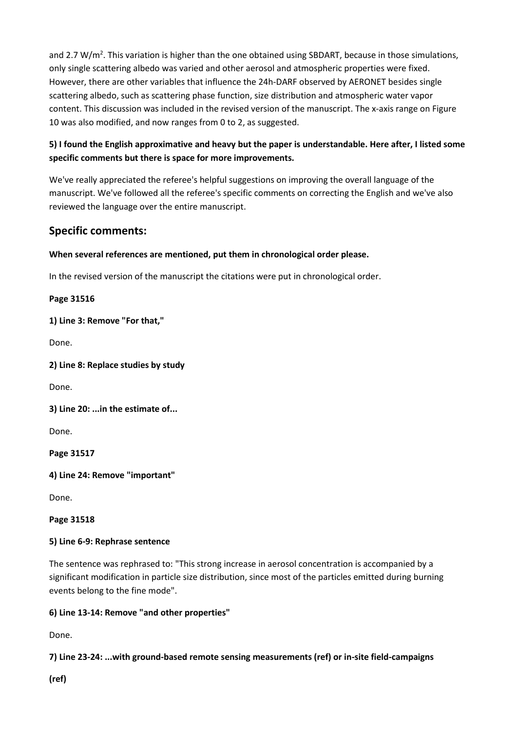and 2.7 $W/m^2$. This variation is higher than the one obtained using SBDART, because in those simulations, only single scattering albedo was varied and other aerosol and atmospheric properties were fixed. However, there are other variables that influence the 24h-DARF observed by AERONET besides single scattering albedo, such as scattering phase function, size distribution and atmospheric water vapor content. This discussion was included in the revised version of the manuscript. The x-axis range on Figure 10 was also modified, and now ranges from 0 to 2, as suggested.

**5) I found the English approximative and heavy but the paper is understandable. Here after, I listed some specific comments but there is space for more improvements.**

We've really appreciated the referee's helpful suggestions on improving the overall language of the manuscript. We've followed all the referee's specific comments on correcting the English and we've also reviewed the language over the entire manuscript.

## Specific comments:

**When several references are mentioned, put them in chronological order please.**

In the revised version of the manuscript the citations were put in chronological order.

**Page 31516**

**1) Line 3: Remove "For that,"**

Done.

**2) Line 8: Replace studies by study**

Done.

**3) Line 20: ...in the estimate of...**

Done.

**Page 31517**

**4) Line 24: Remove "important"**

Done.

**Page 31518**

**5) Line 6-9: Rephrase sentence**

The sentence was rephrased to: "This strong increase in aerosol concentration is accompanied by a significant modification in particle size distribution, since most of the particles emitted during burning events belong to the fine mode".

**6) Line 13-14: Remove "and other properties"**

Done.

**7) Line 23-24: ...with ground-based remote sensing measurements (ref) or in-site field-campaigns (ref)**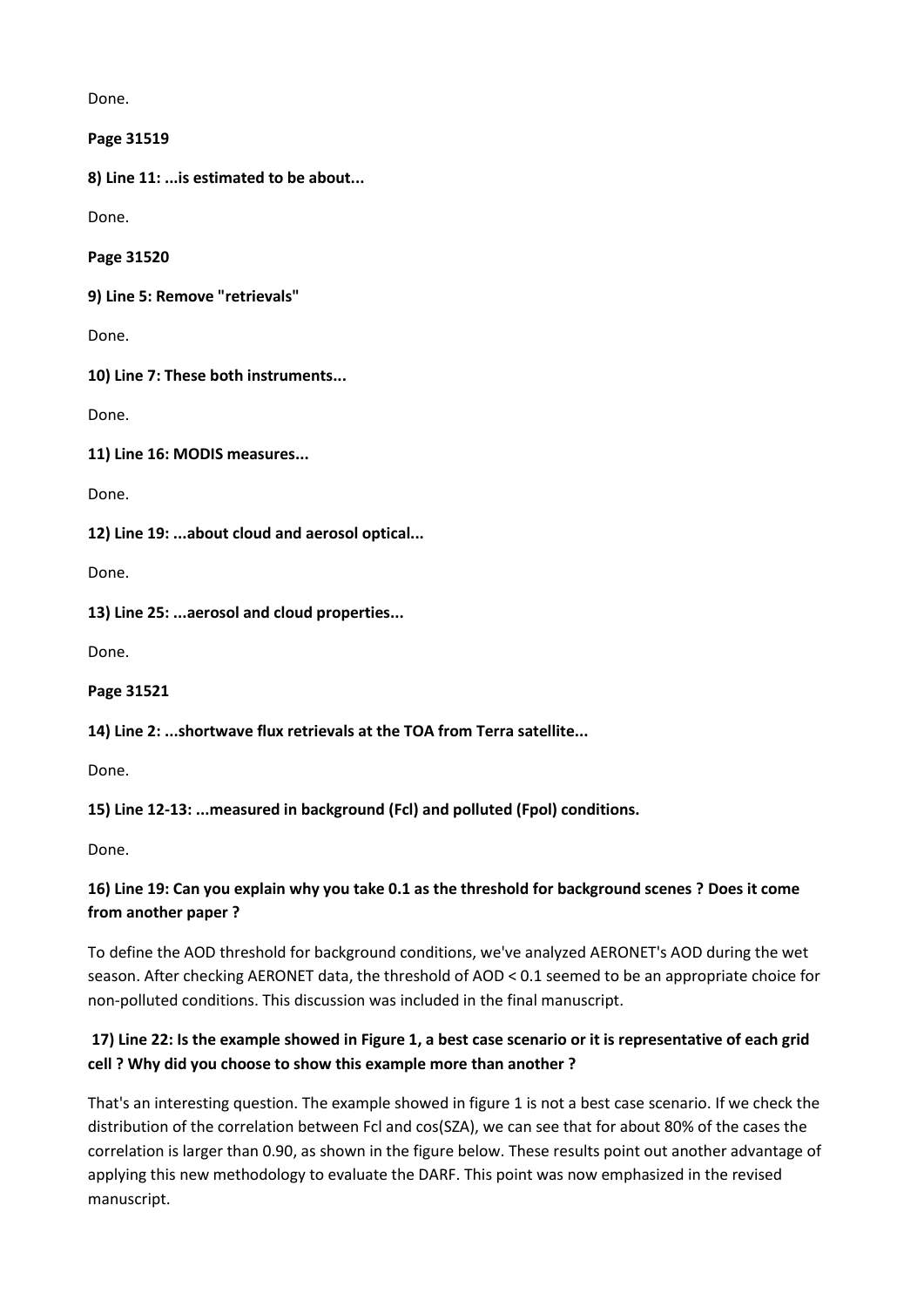Done.

**Page 31519**

**8) Line 11: ...is estimated to be about...**

Done.

**Page 31520**

**9) Line 5: Remove "retrievals"**

Done.

**10) Line 7: These both instruments...**

Done.

**11) Line 16: MODIS measures...**

Done.

**12) Line 19: ...about cloud and aerosol optical...**

Done.

**13) Line 25: ...aerosol and cloud properties...**

Done.

**Page 31521**

**14) Line 2: ...shortwave flux retrievals at the TOA from Terra satellite...**

Done.

**15) Line 12-13: ...measured in background (Fcl) and polluted (Fpol) conditions.**

Done.

**16) Line 19: Can you explain why you take 0.1 as the threshold for background scenes ? Does it come from another paper ?**

To define the AOD threshold for background conditions, we've analyzed AERONET's AOD during the wet season. After checking AERONET data, the threshold of AOD < 0.1 seemed to be an appropriate choice for non-polluted conditions. This discussion was included in the final manuscript.

**17) Line 22: Is the example showed in Figure 1, a best case scenario or it is representative of each grid cell ? Why did you choose to show this example more than another ?**

That's an interesting question. The example showed in figure 1 is not a best case scenario. If we check the distribution of the correlation between Fcl and cos(SZA), we can see that for about 80% of the cases the correlation is larger than 0.90, as shown in the figure below. These results point out another advantage of applying this new methodology to evaluate the DARF. This point was now emphasized in the revised manuscript.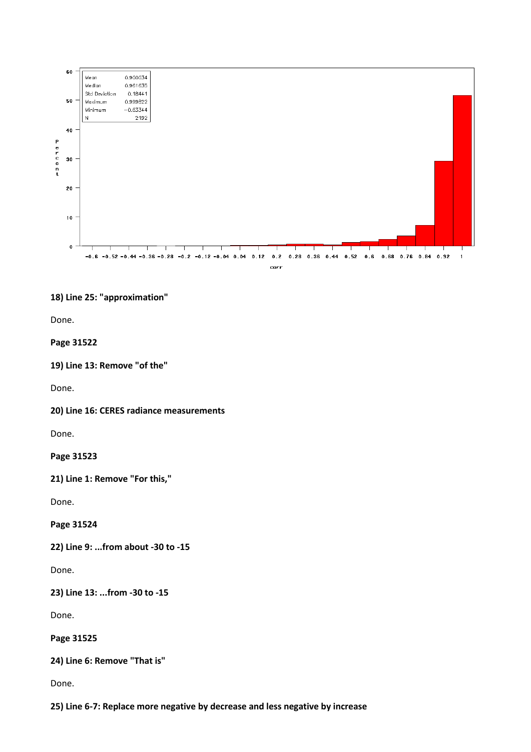**18) Line 25: "approximation"**

Done.

**Page 31522**

**19) Line 13: Remove "of the"**

Done.

**20) Line 16: CERES radiance measurements**

Done.

**Page 31523**

**21) Line 1: Remove "For this,"**

Done.

**Page 31524**

**22) Line 9: ...from about -30 to -15**

Done.

**23) Line 13: ...from -30 to -15**

Done.

**Page 31525**

**24) Line 6: Remove "That is"**

Done.

**25) Line 6-7: Replace more negative by decrease and less negative by increase**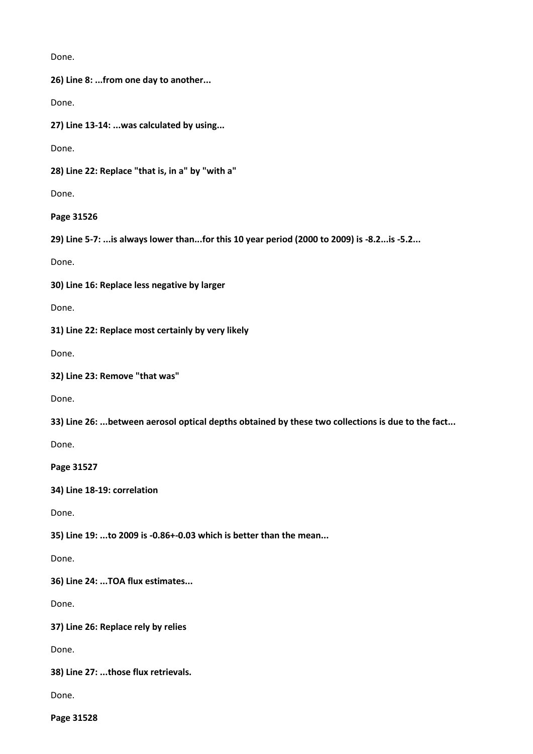Done.

**26) Line 8: ...from one day to another...**

Done.

**27) Line 13-14: ...was calculated by using...**

Done.

**28) Line 22: Replace "that is, in a" by "with a"**

Done.

**Page 31526**

**29) Line 5-7: ...is always lower than...for this 10 year period (2000 to 2009) is -8.2...is -5.2...**

Done.

**30) Line 16: Replace less negative by larger**

Done.

**31) Line 22: Replace most certainly by very likely**

Done.

**32) Line 23: Remove "that was"**

Done.

**33) Line 26: ...between aerosol optical depths obtained by these two collections is due to the fact...**

Done.

**Page 31527**

**34) Line 18-19: correlation**

Done.

**35) Line 19: ...to 2009 is -0.86+-0.03 which is better than the mean...**

Done.

**36) Line 24: ...TOA flux estimates...**

Done.

**37) Line 26: Replace rely by relies**

Done.

**38) Line 27: ...those flux retrievals.**

Done.

**Page 31528**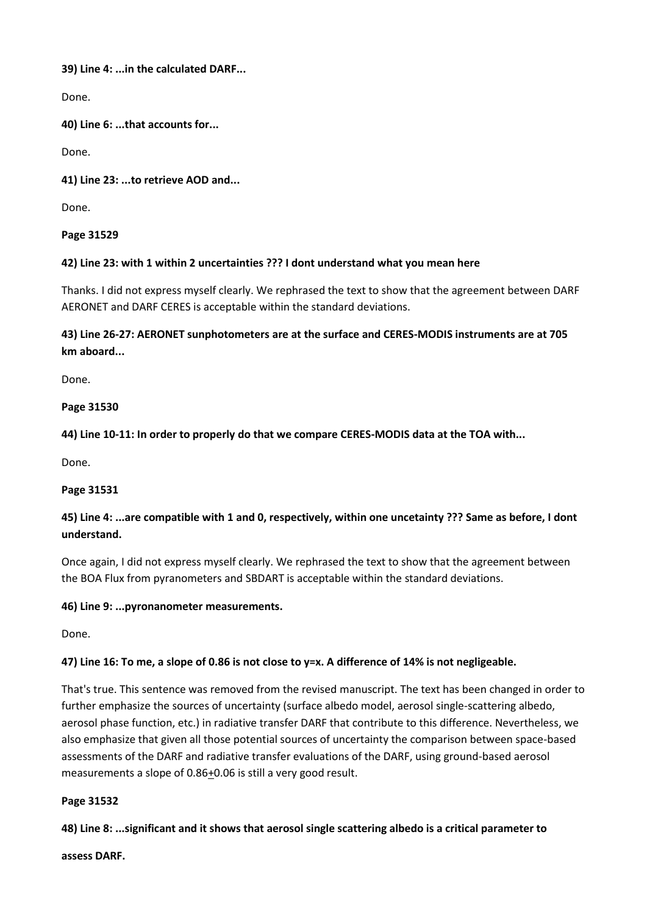**39) Line 4: ...in the calculated DARF...**

Done.

**40) Line 6: ...that accounts for...**

Done.

**41) Line 23: ...to retrieve AOD and...**

Done.

**Page 31529**

**42) Line 23: with 1 within 2 uncertainties ??? I dont understand what you mean here**

Thanks. I did not express myself clearly. We rephrased the text to show that the agreement between DARF AERONET and DARF CERES is acceptable within the standard deviations.

**43) Line 26-27: AERONET sunphotometers are at the surface and CERES-MODIS instruments are at 705 km aboard...**

Done.

**Page 31530**

**44) Line 10-11: In order to properly do that we compare CERES-MODIS data at the TOA with...**

Done.

**Page 31531**

**45) Line 4: ...are compatible with 1 and 0, respectively, within one uncetainty ??? Same as before, I dont understand.**

Once again, I did not express myself clearly. We rephrased the text to show that the agreement between the BOA Flux from pyranometers and SBDART is acceptable within the standard deviations.

**46) Line 9: ...pyronanometer measurements.**

Done.

**47) Line 16: To me, a slope of 0.86 is not close to y=x. A difference of 14% is not negligeable.**

That's true. This sentence was removed from the revised manuscript. The text has been changed in order to further emphasize the sources of uncertainty (surface albedo model, aerosol single-scattering albedo, aerosol phase function, etc.) in radiative transfer DARF that contribute to this difference. Nevertheless, we also emphasize that given all those potential sources of uncertainty the comparison between space-based assessments of the DARF and radiative transfer evaluations of the DARF, using ground-based aerosol measurements a slope of $0.86 \pm 0.06$ is still a very good result.

**Page 31532**

**48) Line 8: ...significant and it shows that aerosol single scattering albedo is a critical parameter to assess DARF.**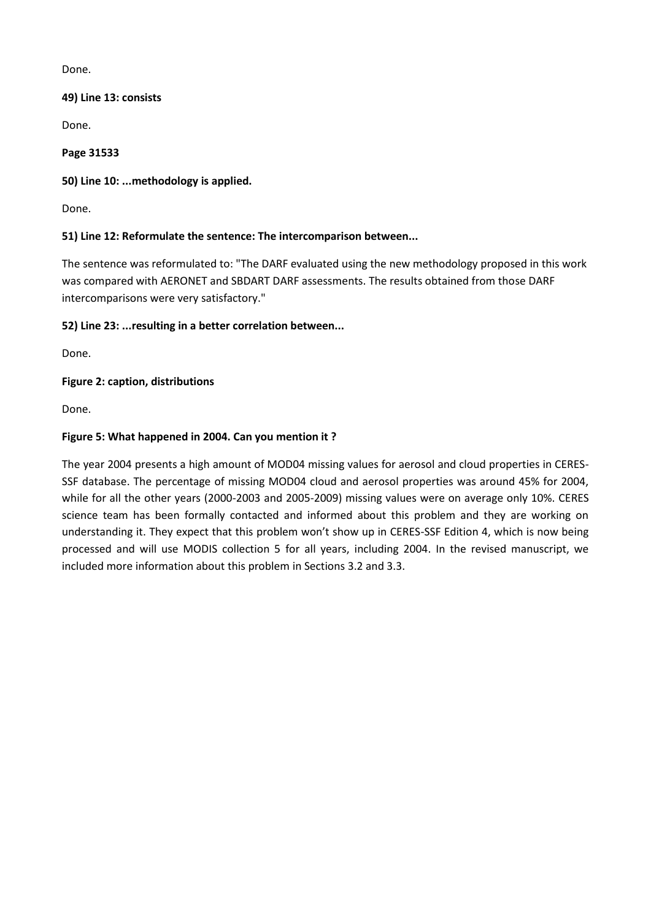Done.

**49) Line 13: consists**

Done.

**Page 31533**

**50) Line 10: ...methodology is applied.**

Done.

**51) Line 12: Reformulate the sentence: The intercomparison between...**

The sentence was reformulated to: "The DARF evaluated using the new methodology proposed in this work was compared with AERONET and SBDART DARF assessments. The results obtained from those DARF intercomparisons were very satisfactory."

**52) Line 23: ...resulting in a better correlation between...**

Done.

**Figure 2: caption, distributions**

Done.

**Figure 5: What happened in 2004. Can you mention it ?**

The year 2004 presents a high amount of MOD04 missing values for aerosol and cloud properties in CERES-SSF database. The percentage of missing MOD04 cloud and aerosol properties was around 45% for 2004, while for all the other years (2000-2003 and 2005-2009) missing values were on average only 10%. CERES science team has been formally contacted and informed about this problem and they are working on understanding it. They expect that this problem won't show up in CERES-SSF Edition 4, which is now being processed and will use MODIS collection 5 for all years, including 2004. In the revised manuscript, we included more information about this problem in Sections 3.2 and 3.3.